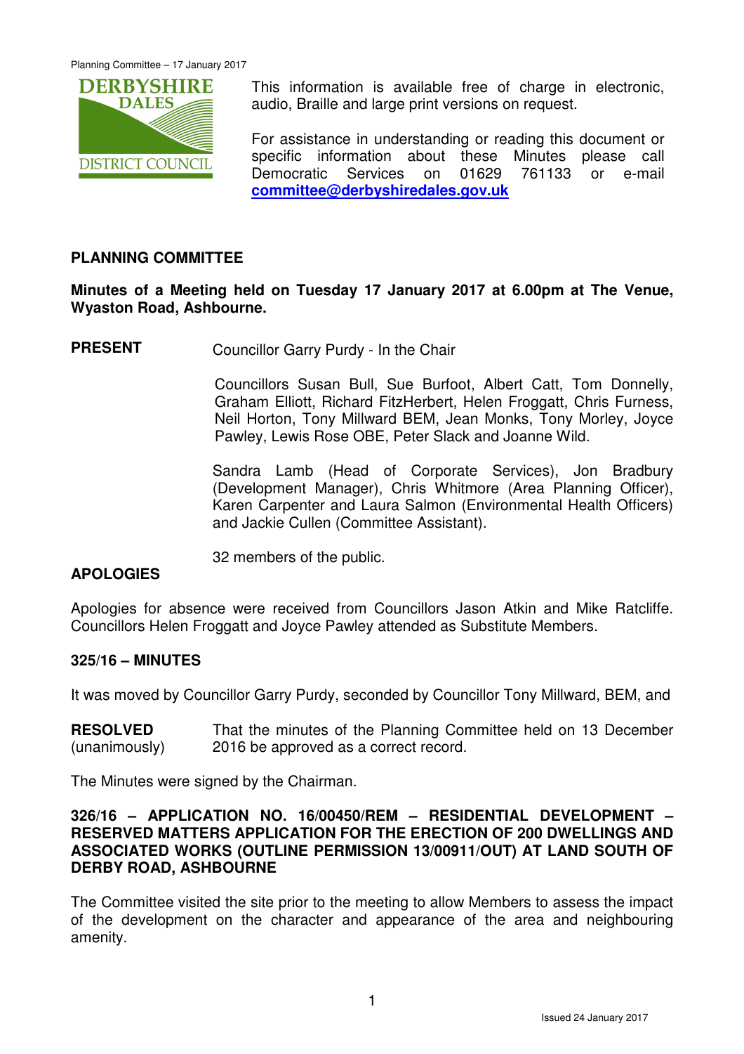This information is available free of charge in electronic, audio, Braille and large print versions on request.

For assistance in understanding or reading this document or specific information about these Minutes please call Democratic Services on 01629 761133 or e-mail **committee@derbyshiredales.gov.uk**

## PLANNING COMMITTEE

**Minutes of a Meeting held on Tuesday 17 January 2017 at 6.00pm at The Venue, Wyaston Road, Ashbourne.**

**PRESENT** Councillor Garry Purdy - In the Chair

Councillors Susan Bull, Sue Burfoot, Albert Catt, Tom Donnelly, Graham Elliott, Richard FitzHerbert, Helen Froggatt, Chris Furness, Neil Horton, Tony Millward BEM, Jean Monks, Tony Morley, Joyce Pawley, Lewis Rose OBE, Peter Slack and Joanne Wild.

Sandra Lamb (Head of Corporate Services), Jon Bradbury (Development Manager), Chris Whitmore (Area Planning Officer), Karen Carpenter and Laura Salmon (Environmental Health Officers) and Jackie Cullen (Committee Assistant).

32 members of the public.

**APOLOGIES**

Apologies for absence were received from Councillors Jason Atkin and Mike Ratcliffe. Councillors Helen Froggatt and Joyce Pawley attended as Substitute Members.

**325/16 – MINUTES**

It was moved by Councillor Garry Purdy, seconded by Councillor Tony Millward, BEM, and

**RESOLVED** (unanimously) That the minutes of the Planning Committee held on 13 December 2016 be approved as a correct record.

The Minutes were signed by the Chairman.

**326/16 – APPLICATION NO. 16/00450/REM – RESIDENTIAL DEVELOPMENT – RESERVED MATTERS APPLICATION FOR THE ERECTION OF 200 DWELLINGS AND ASSOCIATED WORKS (OUTLINE PERMISSION 13/00911/OUT) AT LAND SOUTH OF DERBY ROAD, ASHBOURNE**

The Committee visited the site prior to the meeting to allow Members to assess the impact of the development on the character and appearance of the area and neighbouring amenity.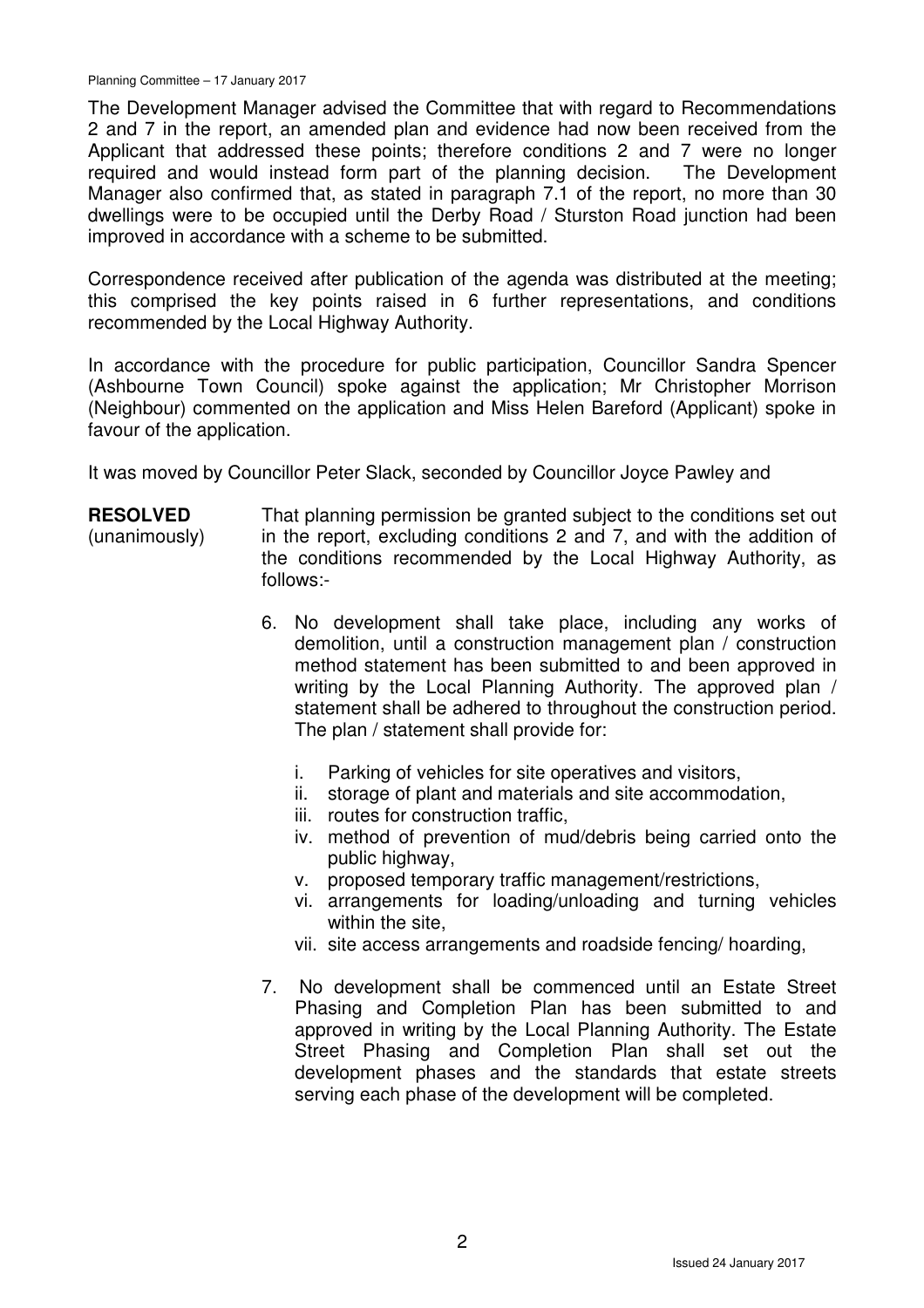The Development Manager advised the Committee that with regard to Recommendations 2 and 7 in the report, an amended plan and evidence had now been received from the Applicant that addressed these points; therefore conditions 2 and 7 were no longer required and would instead form part of the planning decision. The Development Manager also confirmed that, as stated in paragraph 7.1 of the report, no more than 30 dwellings were to be occupied until the Derby Road / Sturston Road junction had been improved in accordance with a scheme to be submitted.

Correspondence received after publication of the agenda was distributed at the meeting; this comprised the key points raised in 6 further representations, and conditions recommended by the Local Highway Authority.

In accordance with the procedure for public participation, Councillor Sandra Spencer (Ashbourne Town Council) spoke against the application; Mr Christopher Morrison (Neighbour) commented on the application and Miss Helen Bareford (Applicant) spoke in favour of the application.

It was moved by Councillor Peter Slack, seconded by Councillor Joyce Pawley and

**RESOLVED** (unanimously)

That planning permission be granted subject to the conditions set out in the report, excluding conditions 2 and 7, and with the addition of the conditions recommended by the Local Highway Authority, as follows:-

6. No development shall take place, including any works of demolition, until a construction management plan / construction method statement has been submitted to and been approved in writing by the Local Planning Authority. The approved plan / statement shall be adhered to throughout the construction period. The plan / statement shall provide for:

   i. Parking of vehicles for site operatives and visitors,
   ii. storage of plant and materials and site accommodation,
   iii. routes for construction traffic,
   iv. method of prevention of mud/debris being carried onto the public highway,
   v. proposed temporary traffic management/restrictions,
   vi. arrangements for loading/unloading and turning vehicles within the site,
   vii. site access arrangements and roadside fencing/ hoarding,

7. No development shall be commenced until an Estate Street Phasing and Completion Plan has been submitted to and approved in writing by the Local Planning Authority. The Estate Street Phasing and Completion Plan shall set out the development phases and the standards that estate streets serving each phase of the development will be completed.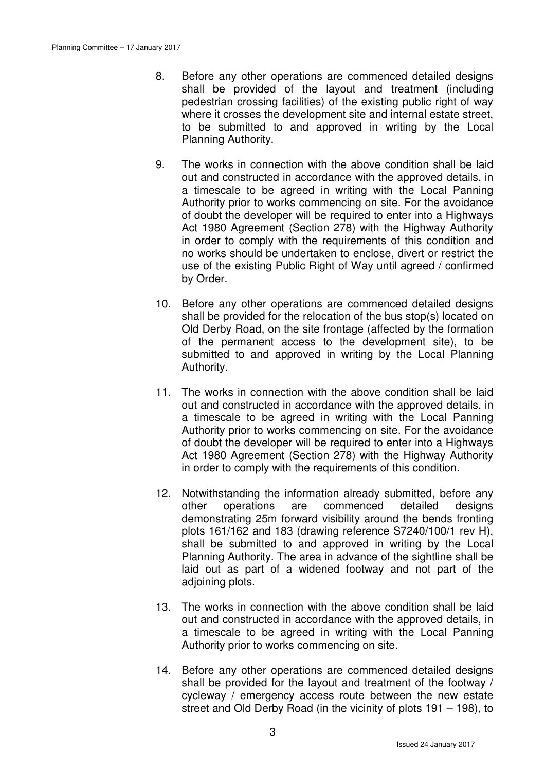8. Before any other operations are commenced detailed designs shall be provided of the layout and treatment (including pedestrian crossing facilities) of the existing public right of way where it crosses the development site and internal estate street, to be submitted to and approved in writing by the Local Planning Authority.

9. The works in connection with the above condition shall be laid out and constructed in accordance with the approved details, in a timescale to be agreed in writing with the Local Panning Authority prior to works commencing on site. For the avoidance of doubt the developer will be required to enter into a Highways Act 1980 Agreement (Section 278) with the Highway Authority in order to comply with the requirements of this condition and no works should be undertaken to enclose, divert or restrict the use of the existing Public Right of Way until agreed / confirmed by Order.

10. Before any other operations are commenced detailed designs shall be provided for the relocation of the bus stop(s) located on Old Derby Road, on the site frontage (affected by the formation of the permanent access to the development site), to be submitted to and approved in writing by the Local Planning Authority.

11. The works in connection with the above condition shall be laid out and constructed in accordance with the approved details, in a timescale to be agreed in writing with the Local Panning Authority prior to works commencing on site. For the avoidance of doubt the developer will be required to enter into a Highways Act 1980 Agreement (Section 278) with the Highway Authority in order to comply with the requirements of this condition.

12. Notwithstanding the information already submitted, before any other operations are commenced detailed designs demonstrating 25m forward visibility around the bends fronting plots 161/162 and 183 (drawing reference S7240/100/1 rev H), shall be submitted to and approved in writing by the Local Planning Authority. The area in advance of the sightline shall be laid out as part of a widened footway and not part of the adjoining plots.

13. The works in connection with the above condition shall be laid out and constructed in accordance with the approved details, in a timescale to be agreed in writing with the Local Panning Authority prior to works commencing on site.

14. Before any other operations are commenced detailed designs shall be provided for the layout and treatment of the footway / cycleway / emergency access route between the new estate street and Old Derby Road (in the vicinity of plots 191 – 198), to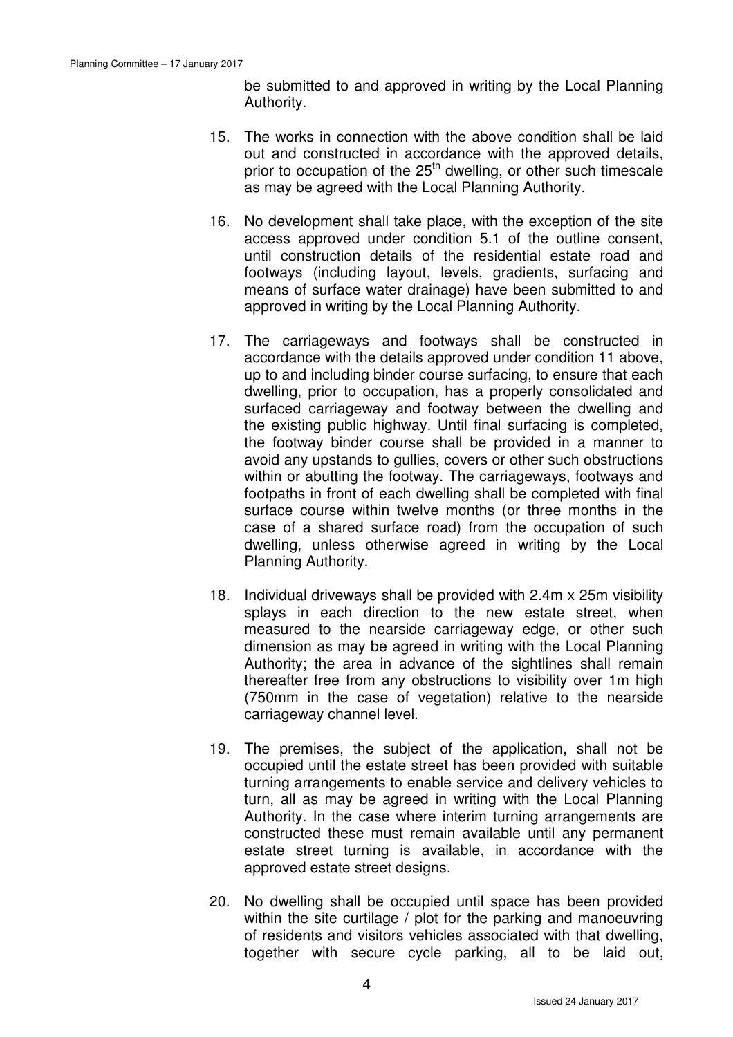be submitted to and approved in writing by the Local Planning Authority.

15. The works in connection with the above condition shall be laid out and constructed in accordance with the approved details, prior to occupation of the 25th dwelling, or other such timescale as may be agreed with the Local Planning Authority.

16. No development shall take place, with the exception of the site access approved under condition 5.1 of the outline consent, until construction details of the residential estate road and footways (including layout, levels, gradients, surfacing and means of surface water drainage) have been submitted to and approved in writing by the Local Planning Authority.

17. The carriageways and footways shall be constructed in accordance with the details approved under condition 11 above, up to and including binder course surfacing, to ensure that each dwelling, prior to occupation, has a properly consolidated and surfaced carriageway and footway between the dwelling and the existing public highway. Until final surfacing is completed, the footway binder course shall be provided in a manner to avoid any upstands to gullies, covers or other such obstructions within or abutting the footway. The carriageways, footways and footpaths in front of each dwelling shall be completed with final surface course within twelve months (or three months in the case of a shared surface road) from the occupation of such dwelling, unless otherwise agreed in writing by the Local Planning Authority.

18. Individual driveways shall be provided with 2.4m x 25m visibility splays in each direction to the new estate street, when measured to the nearside carriageway edge, or other such dimension as may be agreed in writing with the Local Planning Authority; the area in advance of the sightlines shall remain thereafter free from any obstructions to visibility over 1m high (750mm in the case of vegetation) relative to the nearside carriageway channel level.

19. The premises, the subject of the application, shall not be occupied until the estate street has been provided with suitable turning arrangements to enable service and delivery vehicles to turn, all as may be agreed in writing with the Local Planning Authority. In the case where interim turning arrangements are constructed these must remain available until any permanent estate street turning is available, in accordance with the approved estate street designs.

20. No dwelling shall be occupied until space has been provided within the site curtilage / plot for the parking and manoeuvring of residents and visitors vehicles associated with that dwelling, together with secure cycle parking, all to be laid out,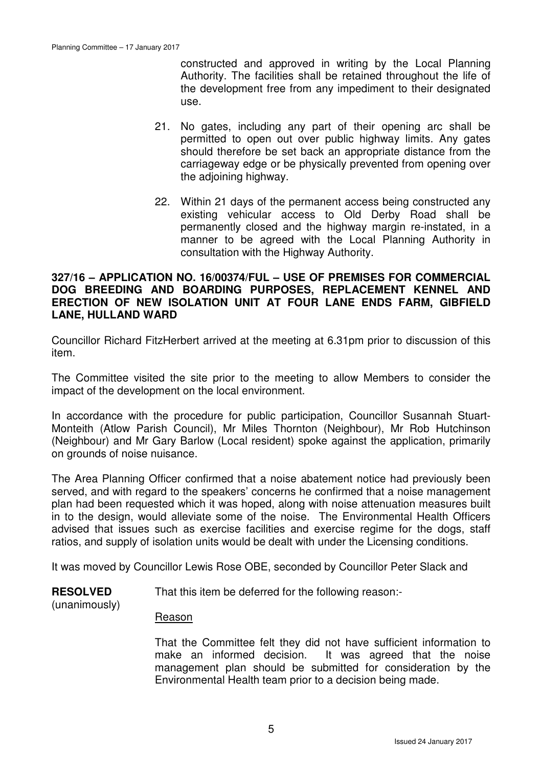constructed and approved in writing by the Local Planning Authority. The facilities shall be retained throughout the life of the development free from any impediment to their designated use.

21. No gates, including any part of their opening arc shall be permitted to open out over public highway limits. Any gates should therefore be set back an appropriate distance from the carriageway edge or be physically prevented from opening over the adjoining highway.

22. Within 21 days of the permanent access being constructed any existing vehicular access to Old Derby Road shall be permanently closed and the highway margin re-instated, in a manner to be agreed with the Local Planning Authority in consultation with the Highway Authority.

**327/16 – APPLICATION NO. 16/00374/FUL – USE OF PREMISES FOR COMMERCIAL DOG BREEDING AND BOARDING PURPOSES, REPLACEMENT KENNEL AND ERECTION OF NEW ISOLATION UNIT AT FOUR LANE ENDS FARM, GIBFIELD LANE, HULLAND WARD**

Councillor Richard FitzHerbert arrived at the meeting at 6.31pm prior to discussion of this item.

The Committee visited the site prior to the meeting to allow Members to consider the impact of the development on the local environment.

In accordance with the procedure for public participation, Councillor Susannah Stuart-Monteith (Atlow Parish Council), Mr Miles Thornton (Neighbour), Mr Rob Hutchinson (Neighbour) and Mr Gary Barlow (Local resident) spoke against the application, primarily on grounds of noise nuisance.

The Area Planning Officer confirmed that a noise abatement notice had previously been served, and with regard to the speakers' concerns he confirmed that a noise management plan had been requested which it was hoped, along with noise attenuation measures built in to the design, would alleviate some of the noise. The Environmental Health Officers advised that issues such as exercise facilities and exercise regime for the dogs, staff ratios, and supply of isolation units would be dealt with under the Licensing conditions.

It was moved by Councillor Lewis Rose OBE, seconded by Councillor Peter Slack and

**RESOLVED** (unanimously)

That this item be deferred for the following reason:-

Reason

That the Committee felt they did not have sufficient information to make an informed decision. It was agreed that the noise management plan should be submitted for consideration by the Environmental Health team prior to a decision being made.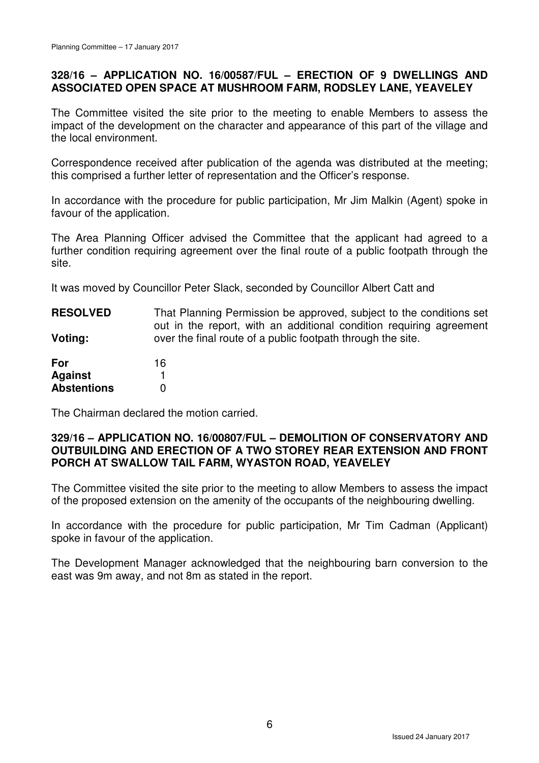**328/16 – APPLICATION NO. 16/00587/FUL – ERECTION OF 9 DWELLINGS AND ASSOCIATED OPEN SPACE AT MUSHROOM FARM, RODSLEY LANE, YEAVELEY**

The Committee visited the site prior to the meeting to enable Members to assess the impact of the development on the character and appearance of this part of the village and the local environment.

Correspondence received after publication of the agenda was distributed at the meeting; this comprised a further letter of representation and the Officer's response.

In accordance with the procedure for public participation, Mr Jim Malkin (Agent) spoke in favour of the application.

The Area Planning Officer advised the Committee that the applicant had agreed to a further condition requiring agreement over the final route of a public footpath through the site.

It was moved by Councillor Peter Slack, seconded by Councillor Albert Catt and

**RESOLVED** That Planning Permission be approved, subject to the conditions set out in the report, with an additional condition requiring agreement over the final route of a public footpath through the site.

**Voting:**

| | |
|---|---|
| **For** | 16 |
| **Against** | 1 |
| **Abstentions** | 0 |

The Chairman declared the motion carried.

**329/16 – APPLICATION NO. 16/00807/FUL – DEMOLITION OF CONSERVATORY AND OUTBUILDING AND ERECTION OF A TWO STOREY REAR EXTENSION AND FRONT PORCH AT SWALLOW TAIL FARM, WYASTON ROAD, YEAVELEY**

The Committee visited the site prior to the meeting to allow Members to assess the impact of the proposed extension on the amenity of the occupants of the neighbouring dwelling.

In accordance with the procedure for public participation, Mr Tim Cadman (Applicant) spoke in favour of the application.

The Development Manager acknowledged that the neighbouring barn conversion to the east was 9m away, and not 8m as stated in the report.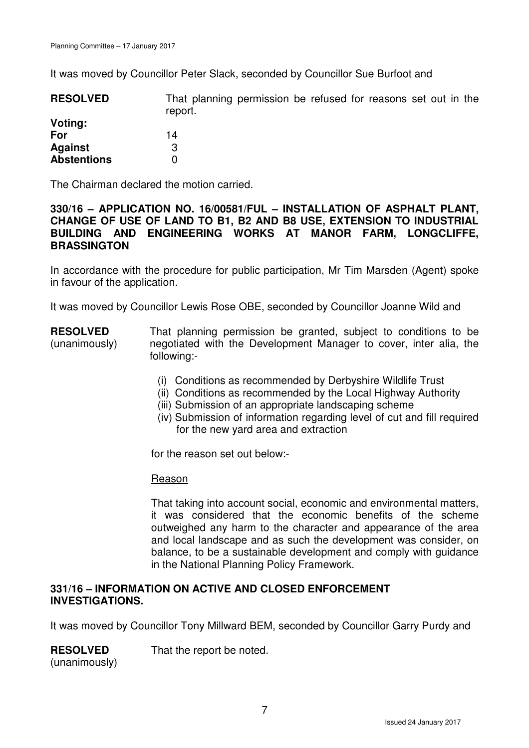It was moved by Councillor Peter Slack, seconded by Councillor Sue Burfoot and

**RESOLVED** That planning permission be refused for reasons set out in the report.

| | |
|---|---|
| **Voting:** | |
| **For** | 14 |
| **Against** | 3 |
| **Abstentions** | 0 |

The Chairman declared the motion carried.

**330/16 – APPLICATION NO. 16/00581/FUL – INSTALLATION OF ASPHALT PLANT, CHANGE OF USE OF LAND TO B1, B2 AND B8 USE, EXTENSION TO INDUSTRIAL BUILDING AND ENGINEERING WORKS AT MANOR FARM, LONGCLIFFE, BRASSINGTON**

In accordance with the procedure for public participation, Mr Tim Marsden (Agent) spoke in favour of the application.

It was moved by Councillor Lewis Rose OBE, seconded by Councillor Joanne Wild and

**RESOLVED** (unanimously) That planning permission be granted, subject to conditions to be negotiated with the Development Manager to cover, inter alia, the following:-

(i) Conditions as recommended by Derbyshire Wildlife Trust
(ii) Conditions as recommended by the Local Highway Authority
(iii) Submission of an appropriate landscaping scheme
(iv) Submission of information regarding level of cut and fill required for the new yard area and extraction

for the reason set out below:-

Reason

That taking into account social, economic and environmental matters, it was considered that the economic benefits of the scheme outweighed any harm to the character and appearance of the area and local landscape and as such the development was consider, on balance, to be a sustainable development and comply with guidance in the National Planning Policy Framework.

**331/16 – INFORMATION ON ACTIVE AND CLOSED ENFORCEMENT INVESTIGATIONS.**

It was moved by Councillor Tony Millward BEM, seconded by Councillor Garry Purdy and

**RESOLVED** (unanimously) That the report be noted.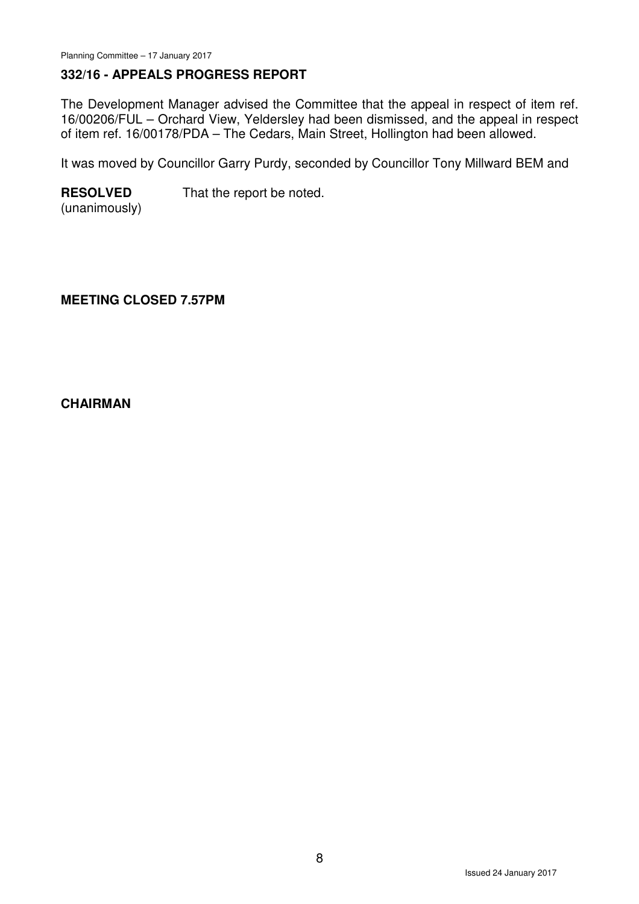## 332/16 - APPEALS PROGRESS REPORT

The Development Manager advised the Committee that the appeal in respect of item ref. 16/00206/FUL – Orchard View, Yeldersley had been dismissed, and the appeal in respect of item ref. 16/00178/PDA – The Cedars, Main Street, Hollington had been allowed.

It was moved by Councillor Garry Purdy, seconded by Councillor Tony Millward BEM and

**RESOLVED** (unanimously) That the report be noted.

**MEETING CLOSED 7.57PM**

**CHAIRMAN**

Issued 24 January 2017